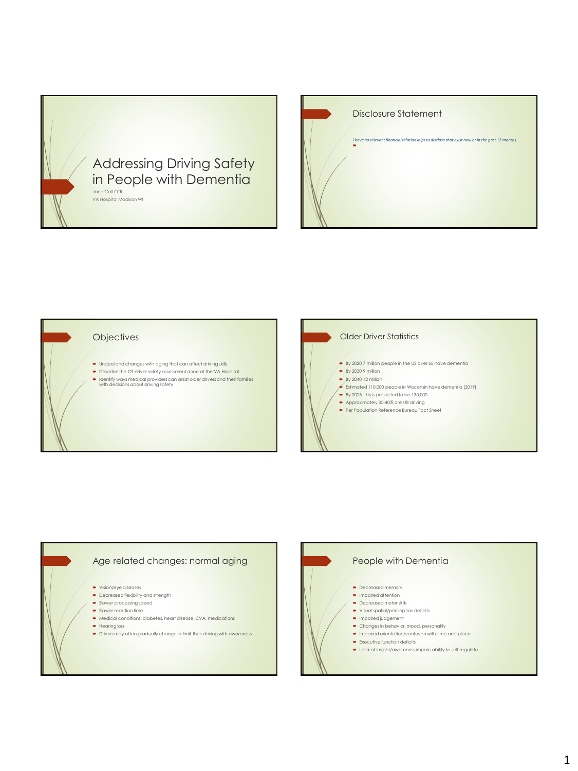# Addressing Driving Safety in People with Dementia

Jane Call OTR

VA Hospital Madison WI

## Disclosure Statement

*I have no relevant financial relationships to disclose that exist now or in the past 12 months.*

## Objectives

- Understand changes with aging that can affect driving skills
- Describe the OT driver safety assessment done at the VA Hospital
- Identify ways medical providers can assist older drivers and their families with decisions about driving safety

## Older Driver Statistics

- By 2020 7 million people in the US over 65 have dementia
- By 2030 9 million
- By 2040 12 million
- Estimated 110,000 people in Wisconsin have dementia (2019)
- By 2025 this is projected to be 130,000
- Approximately 30-40% are still driving
- Per Population Reference Bureau Fact Sheet

## Age related changes: normal aging

- Vision/eye diseases
- Decreased flexibility and strength
- Slower processing speed
- Slower reaction time
- Medical conditions: diabetes, heart disease, CVA, medications
- Hearing loss
- Drivers may often gradually change or limit their driving with awareness

## People with Dementia

- Decreased memory
- Impaired attention
- Decreased motor skills
- Visual spatial/perception deficits
- Impaired judgement
- Changes in behavior, mood, personality
- Impaired orientation/confusion with time and place
- Executive function deficits
- Lack of insight/awareness impairs ability to self regulate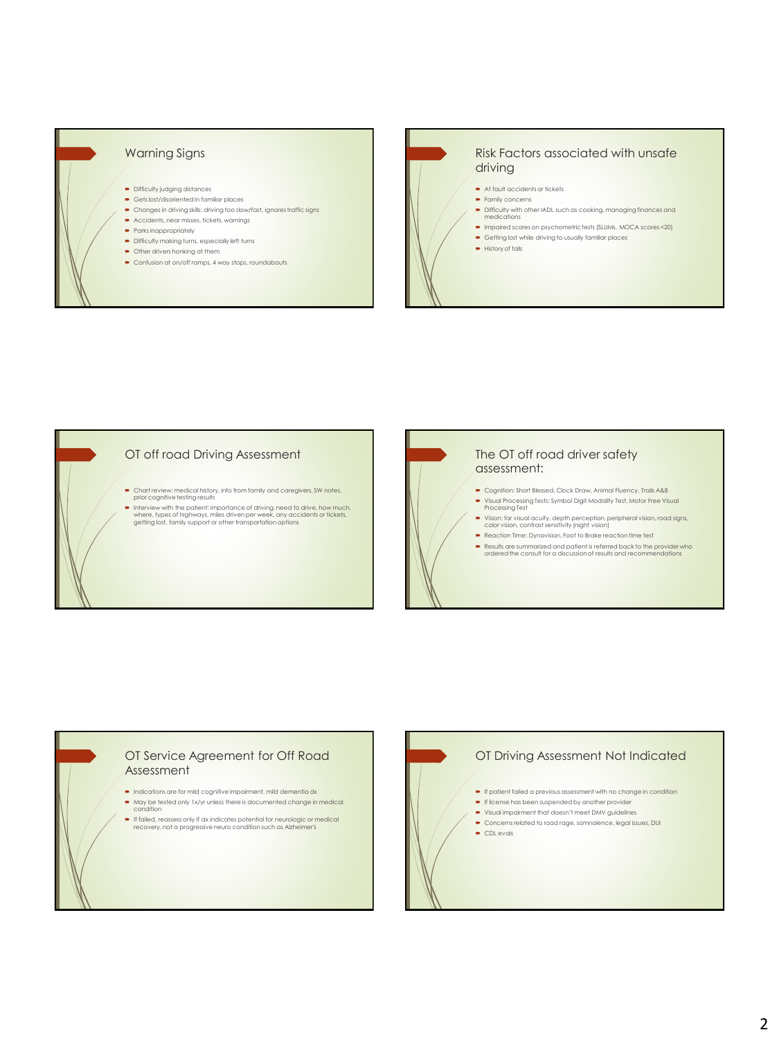## Warning Signs

- Difficulty judging distances
- Gets lost/disoriented in familiar places
- Changes in driving skills: driving too slow/fast, ignores traffic signs
- Accidents, near misses, tickets, warnings
- Parks inappropriately
- Difficulty making turns, especially left turns
- Other drivers honking at them
- Confusion at on/off ramps, 4 way stops, roundabouts

## Risk Factors associated with unsafe driving

- At fault accidents or tickets
- Family concerns
- Difficulty with other IADL such as cooking, managing finances and medications
- Impaired scores on psychometric tests (SLUMs, MOCA scores <20)
- Getting lost while driving to usually familiar places
- History of falls

## OT off road Driving Assessment

- Chart review: medical history, info from family and caregivers, SW notes, prior cognitive testing results
- Interview with the patient: importance of driving, need to drive, how much, where, types of highways, miles driven per week, any accidents or tickets, getting lost, family support or other transportation options

## The OT off road driver safety assessment:

- Cognition: Short Blessed, Clock Draw, Animal Fluency, Trails A&B
- Visual Processing Tests: Symbol Digit Modality Test, Motor Free Visual Processing Test
- Vision: far visual acuity, depth perception, peripheral vision, road signs, color vision, contrast sensitivity (night vision)
- Reaction Time: Dynavision, Foot to Brake reaction time test
- Results are summarized and patient is referred back to the provider who ordered the consult for a discussion of results and recommendations

## OT Service Agreement for Off Road Assessment

- Indications are for mild cognitive impairment, mild dementia dx
- May be tested only 1x/yr unless there is documented change in medical condition
- If failed, reassess only if dx indicates potential for neurologic or medical recovery, not a progressive neuro condition such as Alzheimer's

## OT Driving Assessment Not Indicated

- If patient failed a previous assessment with no change in condition
- If license has been suspended by another provider
- Visual impairment that doesn't meet DMV guidelines
- Concerns related to road rage, somnolence, legal issues, DUI
- CDL evals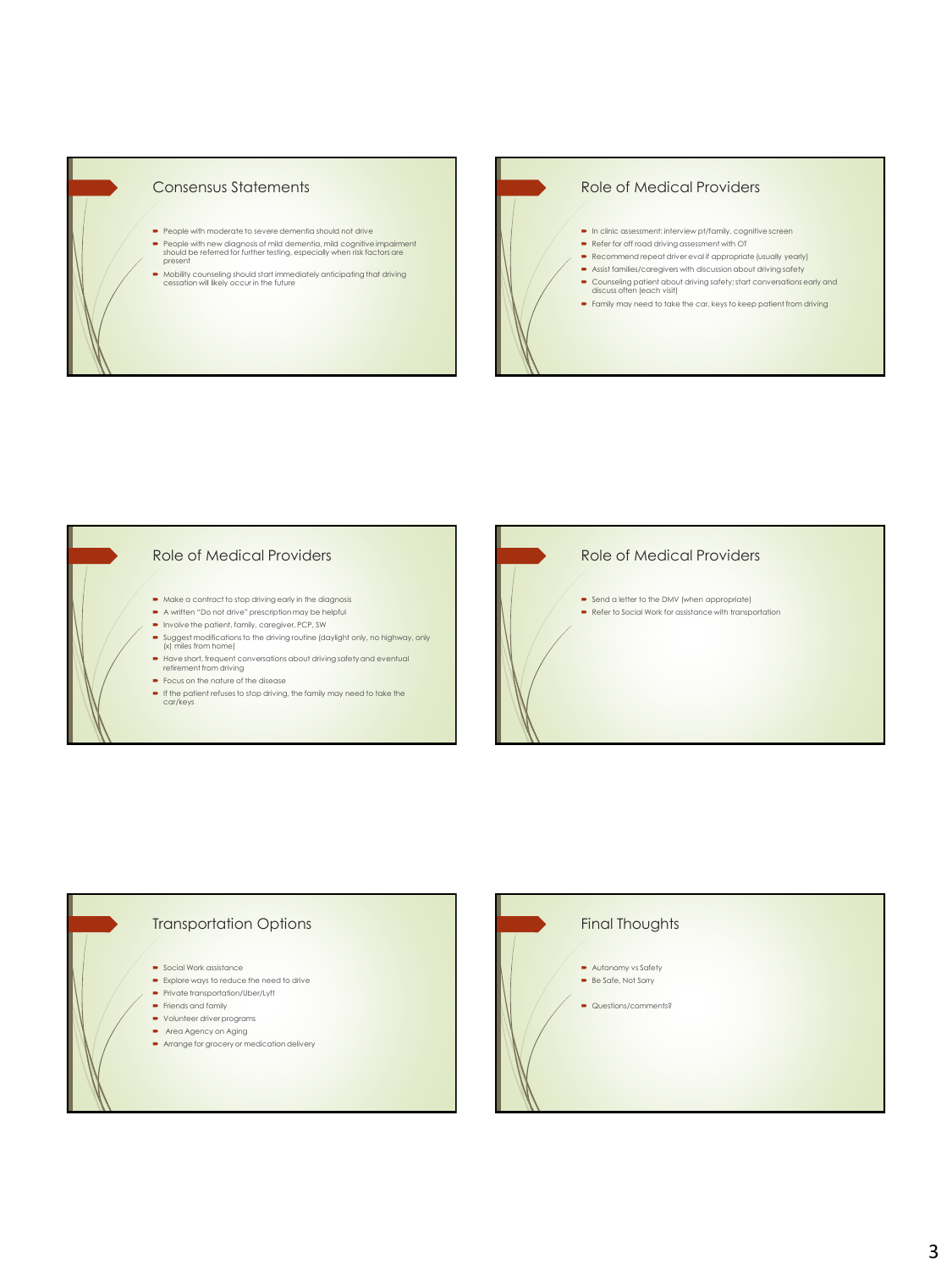## Consensus Statements

- People with moderate to severe dementia should not drive
- People with new diagnosis of mild dementia, mild cognitive impairment should be referred for further testing, especially when risk factors are present
- Mobility counseling should start immediately anticipating that driving cessation will likely occur in the future

## Role of Medical Providers

- In clinic assessment: interview pt/family, cognitive screen
- Refer for off road driving assessment with OT
- Recommend repeat driver eval if appropriate (usually yearly)
- Assist families/caregivers with discussion about driving safety
- Counseling patient about driving safety; start conversations early and discuss often (each visit)
- Family may need to take the car, keys to keep patient from driving

## Role of Medical Providers

- Make a contract to stop driving early in the diagnosis
- A written "Do not drive" prescription may be helpful
- Involve the patient, family, caregiver, PCP, SW
- Suggest modifications to the driving routine (daylight only, no highway, only (x) miles from home)
- Have short, frequent conversations about driving safety and eventual retirement from driving
- Focus on the nature of the disease
- If the patient refuses to stop driving, the family may need to take the car/keys

## Role of Medical Providers

- Send a letter to the DMV (when appropriate)
- Refer to Social Work for assistance with transportation

## Transportation Options

- Social Work assistance
- Explore ways to reduce the need to drive
- Private transportation/Uber/Lyft
- Friends and family
- Volunteer driver programs
- Area Agency on Aging
- Arrange for grocery or medication delivery

## Final Thoughts

- Autonomy vs Safety
- Be Safe, Not Sorry

- Questions/comments?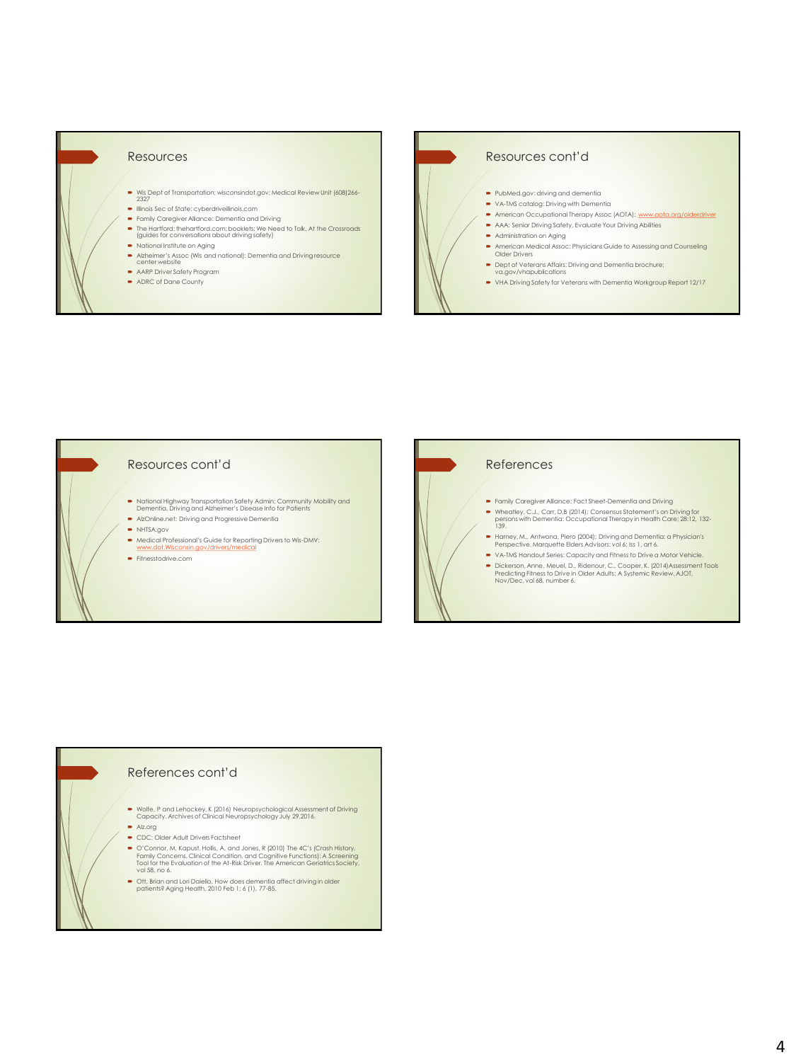## Resources

- Wis Dept of Transportation; wisconsindot.gov; Medical Review Unit (608)266-2327
- Illinois Sec of State: cyberdriveillinois.com
- Family Caregiver Alliance: Dementia and Driving
- The Hartford: thehartford.com; booklets: We Need to Talk, At the Crossroads (guides for conversations about driving safety)
- National Institute on Aging
- Alzheimer's Assoc (Wis and national): Dementia and Driving resource center website
- AARP Driver Safety Program
- ADRC of Dane County

## Resources cont'd

- PubMed.gov: driving and dementia
- VA-TMS catalog: Driving with Dementia
- American Occupational Therapy Assoc (AOTA): www.aota.org/olderdriver
- AAA: Senior Driving Safety, Evaluate Your Driving Abilities
- Administration on Aging
- American Medical Assoc: Physicians Guide to Assessing and Counseling Older Drivers
- Dept of Veterans Affairs: Driving and Dementia brochure; va.gov/vhapublications
- VHA Driving Safety for Veterans with Dementia Workgroup Report 12/17

## Resources cont'd

- National Highway Transportation Safety Admin: Community Mobility and Dementia, Driving and Alzheimer's Disease Info for Patients
- AlzOnline.net: Driving and Progressive Dementia
- NHTSA.gov
- Medical Professional's Guide for Reporting Drivers to Wis-DMV: www.dot.Wisconsin.gov/drivers/medical
- Fitnesstodrive.com

## References

- Family Caregiver Alliance: Fact Sheet-Dementia and Driving
- Wheatley, C.J., Carr, D.B (2014); Consensus Statement's on Driving for persons with Dementia: Occupational Therapy in Health Care; 28:12, 132-139.
- Harney, M., Antwona, Piero (2004); Driving and Dementia: a Physician's Perspective. Marquette Elders Advisors: vol 6: Iss 1, art 6.
- VA-TMS Handout Series: Capacity and Fitness to Drive a Motor Vehicle.
- Dickerson, Anne, Meuel, D., Ridenour, C., Cooper, K. (2014)Assessment Tools Predicting Fitness to Drive in Older Adults: A Systemic Review. AJOT, Nov/Dec, vol 68, number 6.

## References cont'd

- Wolfe, P and Lehockey, K (2016) Neuropsychological Assessment of Driving Capacity. Archives of Clinical Neuropsychology July 29,2016.
- Alz.org
- CDC: Older Adult Drivers Factsheet
- O'Connor, M, Kapust, Hollis, A. and Jones, R (2010) The 4C's (Crash History, Family Concerns, Clinical Condition, and Cognitive Functions): A Screening Tool for the Evaluation of the At-Risk Driver. The American Geriatrics Society, vol 58, no 6.
- Ott, Brian and Lori Daiello. How does dementia affect driving in older patients? Aging Health, 2010 Feb 1; 6 (1), 77-85.